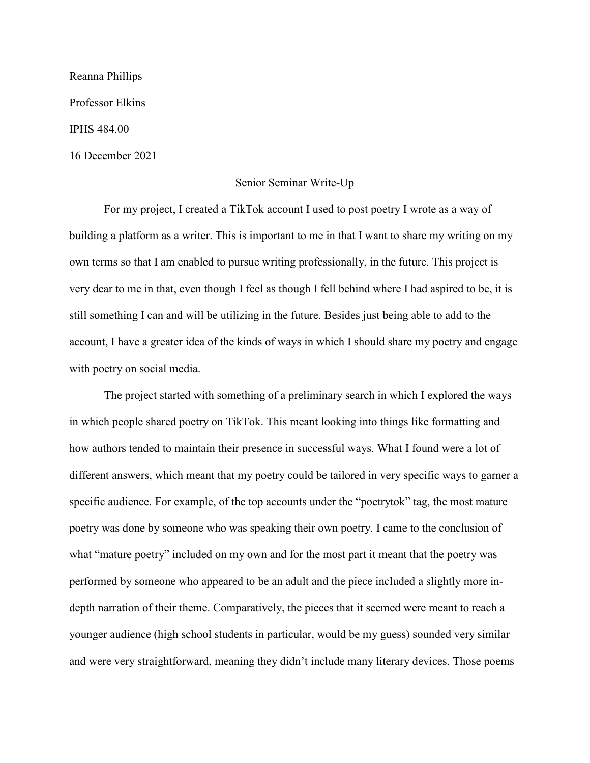Reanna Phillips

Professor Elkins

IPHS 484.00

16 December 2021

Senior Seminar Write-Up

For my project, I created a TikTok account I used to post poetry I wrote as a way of building a platform as a writer. This is important to me in that I want to share my writing on my own terms so that I am enabled to pursue writing professionally, in the future. This project is very dear to me in that, even though I feel as though I fell behind where I had aspired to be, it is still something I can and will be utilizing in the future. Besides just being able to add to the account, I have a greater idea of the kinds of ways in which I should share my poetry and engage with poetry on social media.

The project started with something of a preliminary search in which I explored the ways in which people shared poetry on TikTok. This meant looking into things like formatting and how authors tended to maintain their presence in successful ways. What I found were a lot of different answers, which meant that my poetry could be tailored in very specific ways to garner a specific audience. For example, of the top accounts under the "poetrytok" tag, the most mature poetry was done by someone who was speaking their own poetry. I came to the conclusion of what "mature poetry" included on my own and for the most part it meant that the poetry was performed by someone who appeared to be an adult and the piece included a slightly more in-depth narration of their theme. Comparatively, the pieces that it seemed were meant to reach a younger audience (high school students in particular, would be my guess) sounded very similar and were very straightforward, meaning they didn't include many literary devices. Those poems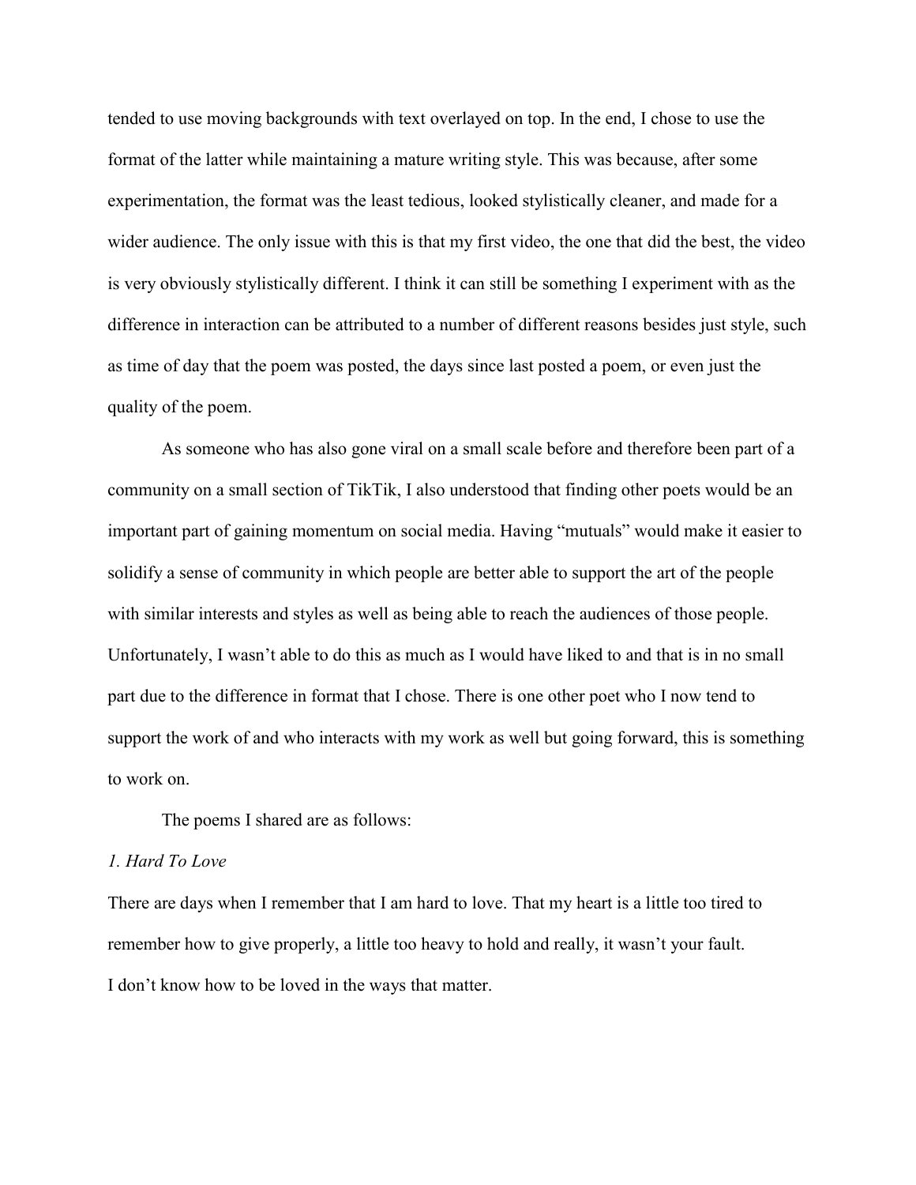tended to use moving backgrounds with text overlayed on top. In the end, I chose to use the format of the latter while maintaining a mature writing style. This was because, after some experimentation, the format was the least tedious, looked stylistically cleaner, and made for a wider audience. The only issue with this is that my first video, the one that did the best, the video is very obviously stylistically different. I think it can still be something I experiment with as the difference in interaction can be attributed to a number of different reasons besides just style, such as time of day that the poem was posted, the days since last posted a poem, or even just the quality of the poem.

As someone who has also gone viral on a small scale before and therefore been part of a community on a small section of TikTik, I also understood that finding other poets would be an important part of gaining momentum on social media. Having "mutuals" would make it easier to solidify a sense of community in which people are better able to support the art of the people with similar interests and styles as well as being able to reach the audiences of those people. Unfortunately, I wasn't able to do this as much as I would have liked to and that is in no small part due to the difference in format that I chose. There is one other poet who I now tend to support the work of and who interacts with my work as well but going forward, this is something to work on.

The poems I shared are as follows:

*1. Hard To Love*

There are days when I remember that I am hard to love. That my heart is a little too tired to remember how to give properly, a little too heavy to hold and really, it wasn't your fault.
I don't know how to be loved in the ways that matter.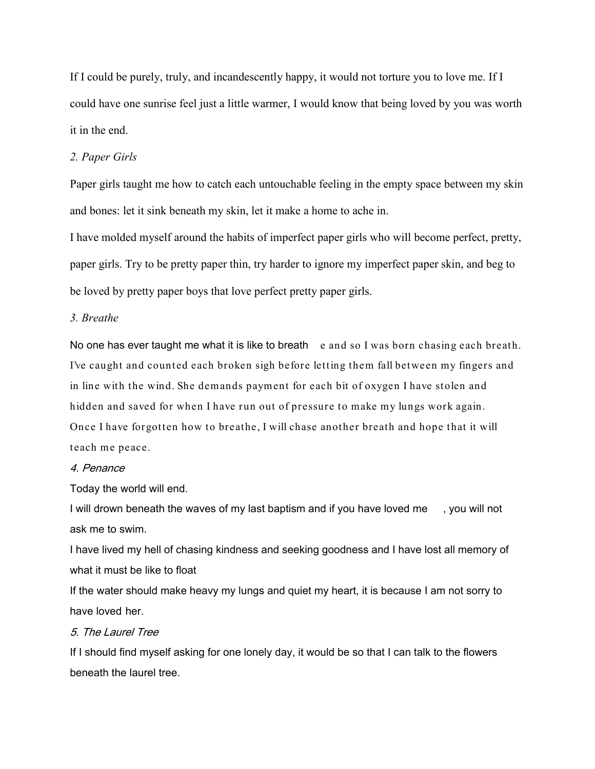If I could be purely, truly, and incandescently happy, it would not torture you to love me. If I could have one sunrise feel just a little warmer, I would know that being loved by you was worth it in the end.

*2. Paper Girls*

Paper girls taught me how to catch each untouchable feeling in the empty space between my skin and bones: let it sink beneath my skin, let it make a home to ache in.

I have molded myself around the habits of imperfect paper girls who will become perfect, pretty, paper girls. Try to be pretty paper thin, try harder to ignore my imperfect paper skin, and beg to be loved by pretty paper boys that love perfect pretty paper girls.

*3. Breathe*

No one has ever taught me what it is like to breathe and so I was born chasing each breath. I've caught and counted each broken sigh before letting them fall between my fingers and in line with the wind. She demands payment for each bit of oxygen I have stolen and hidden and saved for when I have run out of pressure to make my lungs work again. Once I have forgotten how to breathe, I will chase another breath and hope that it will teach me peace.

*4. Penance*

Today the world will end.

I will drown beneath the waves of my last baptism and if you have loved me, you will not ask me to swim.

I have lived my hell of chasing kindness and seeking goodness and I have lost all memory of what it must be like to float

If the water should make heavy my lungs and quiet my heart, it is because I am not sorry to have loved her.

*5. The Laurel Tree*

If I should find myself asking for one lonely day, it would be so that I can talk to the flowers beneath the laurel tree.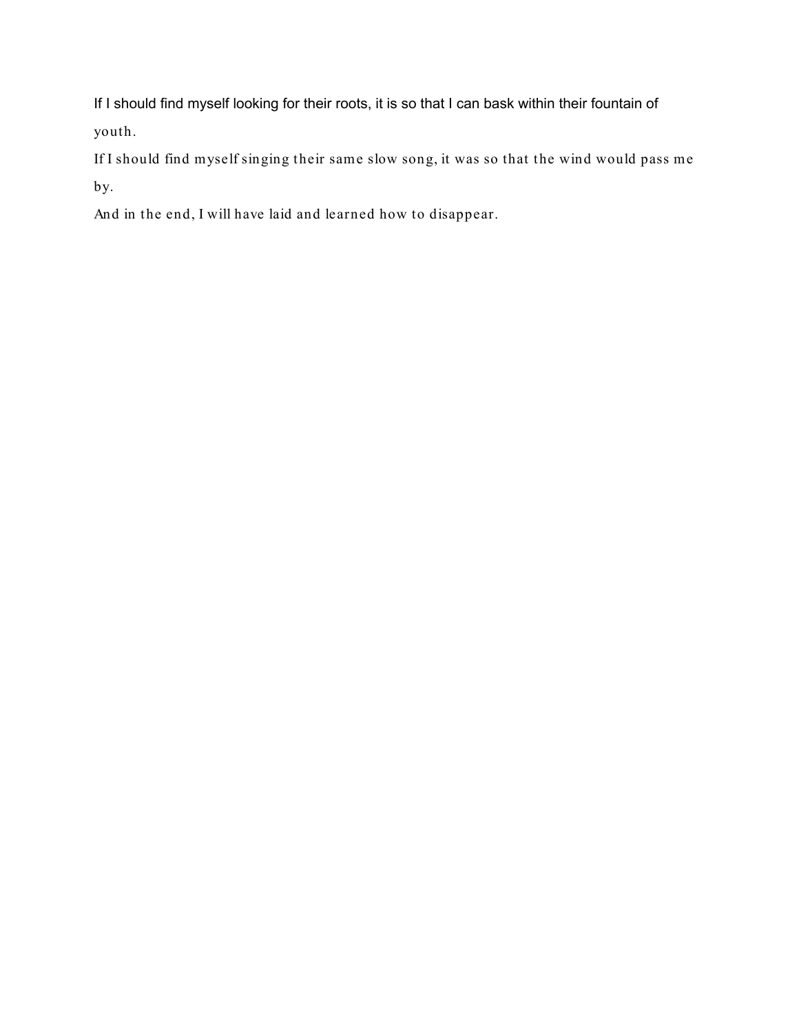If I should find myself looking for their roots, it is so that I can bask within their fountain of youth.

If I should find myself singing their same slow song, it was so that the wind would pass me by.

And in the end, I will have laid and learned how to disappear.